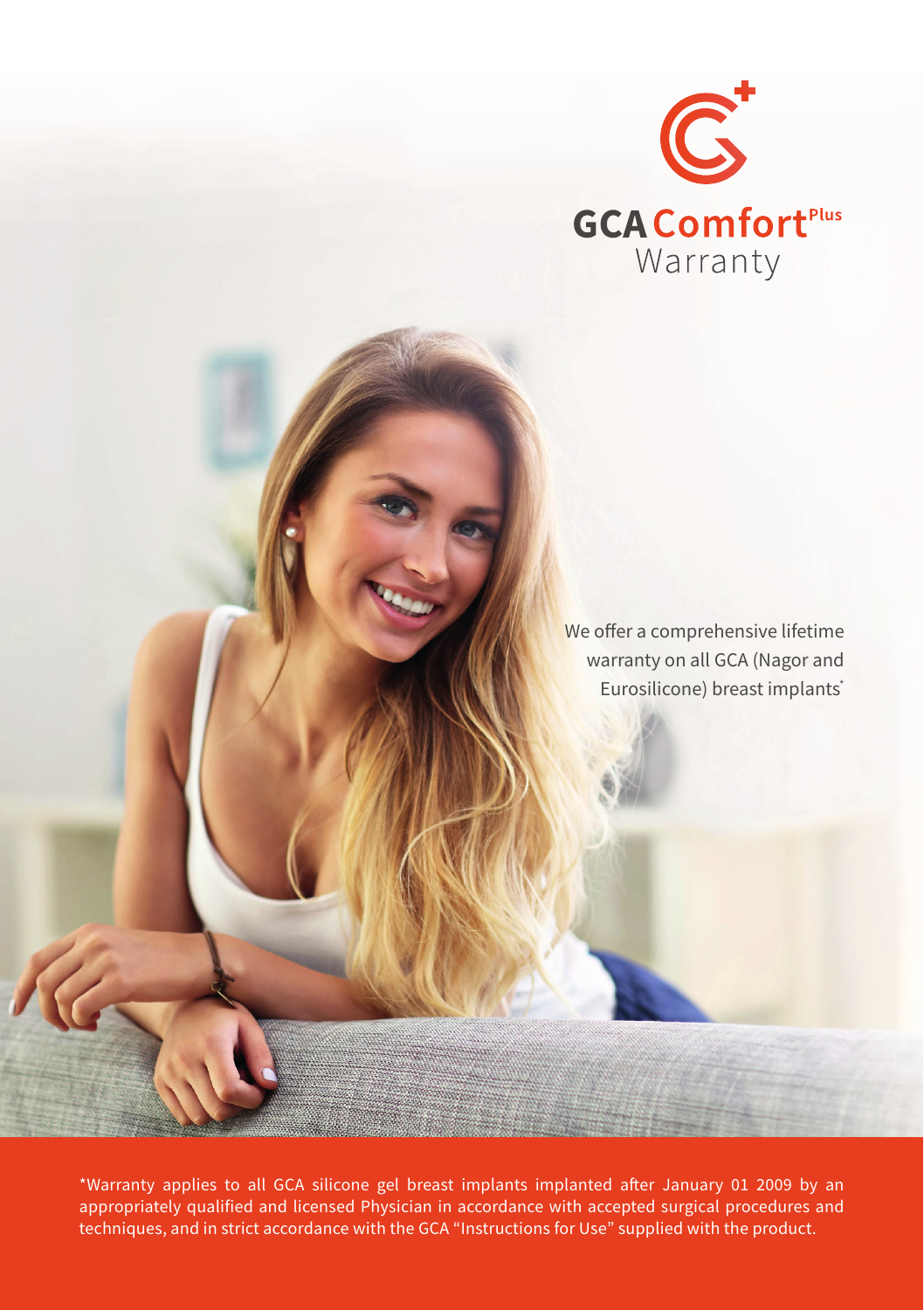# GCA Comfort[Plus] Warranty

We offer a comprehensive lifetime warranty on all GCA (Nagor and Eurosilicone) breast implants*

*Warranty applies to all GCA silicone gel breast implants implanted after January 01 2009 by an appropriately qualified and licensed Physician in accordance with accepted surgical procedures and techniques, and in strict accordance with the GCA "Instructions for Use" supplied with the product.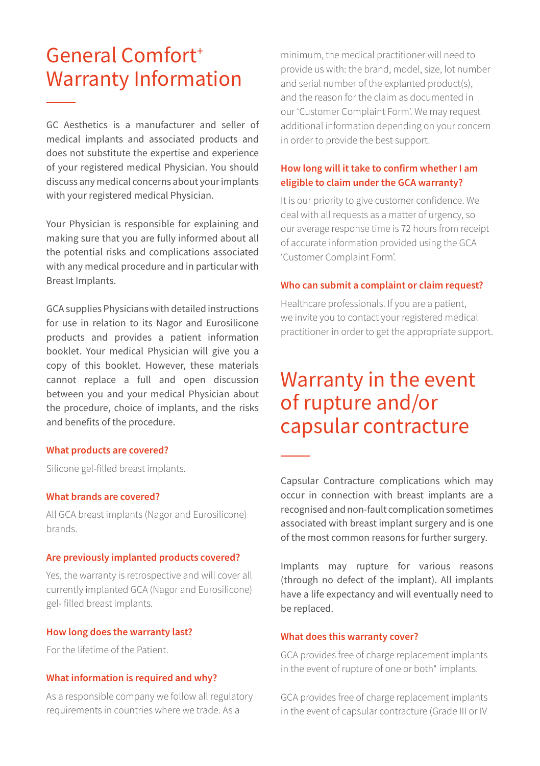# General Comfort+ Warranty Information

GC Aesthetics is a manufacturer and seller of medical implants and associated products and does not substitute the expertise and experience of your registered medical Physician. You should discuss any medical concerns about your implants with your registered medical Physician.

Your Physician is responsible for explaining and making sure that you are fully informed about all the potential risks and complications associated with any medical procedure and in particular with Breast Implants.

GCA supplies Physicians with detailed instructions for use in relation to its Nagor and Eurosilicone products and provides a patient information booklet. Your medical Physician will give you a copy of this booklet. However, these materials cannot replace a full and open discussion between you and your medical Physician about the procedure, choice of implants, and the risks and benefits of the procedure.

### What products are covered?

Silicone gel-filled breast implants.

### What brands are covered?

All GCA breast implants (Nagor and Eurosilicone) brands.

### Are previously implanted products covered?

Yes, the warranty is retrospective and will cover all currently implanted GCA (Nagor and Eurosilicone) gel- filled breast implants.

### How long does the warranty last?

For the lifetime of the Patient.

### What information is required and why?

As a responsible company we follow all regulatory requirements in countries where we trade. As a minimum, the medical practitioner will need to provide us with: the brand, model, size, lot number and serial number of the explanted product(s), and the reason for the claim as documented in our 'Customer Complaint Form'. We may request additional information depending on your concern in order to provide the best support.

### How long will it take to confirm whether I am eligible to claim under the GCA warranty?

It is our priority to give customer confidence. We deal with all requests as a matter of urgency, so our average response time is 72 hours from receipt of accurate information provided using the GCA 'Customer Complaint Form'.

### Who can submit a complaint or claim request?

Healthcare professionals. If you are a patient, we invite you to contact your registered medical practitioner in order to get the appropriate support.

# Warranty in the event of rupture and/or capsular contracture

Capsular Contracture complications which may occur in connection with breast implants are a recognised and non-fault complication sometimes associated with breast implant surgery and is one of the most common reasons for further surgery.

Implants may rupture for various reasons (through no defect of the implant). All implants have a life expectancy and will eventually need to be replaced.

### What does this warranty cover?

GCA provides free of charge replacement implants in the event of rupture of one or both* implants.

GCA provides free of charge replacement implants in the event of capsular contracture (Grade III or IV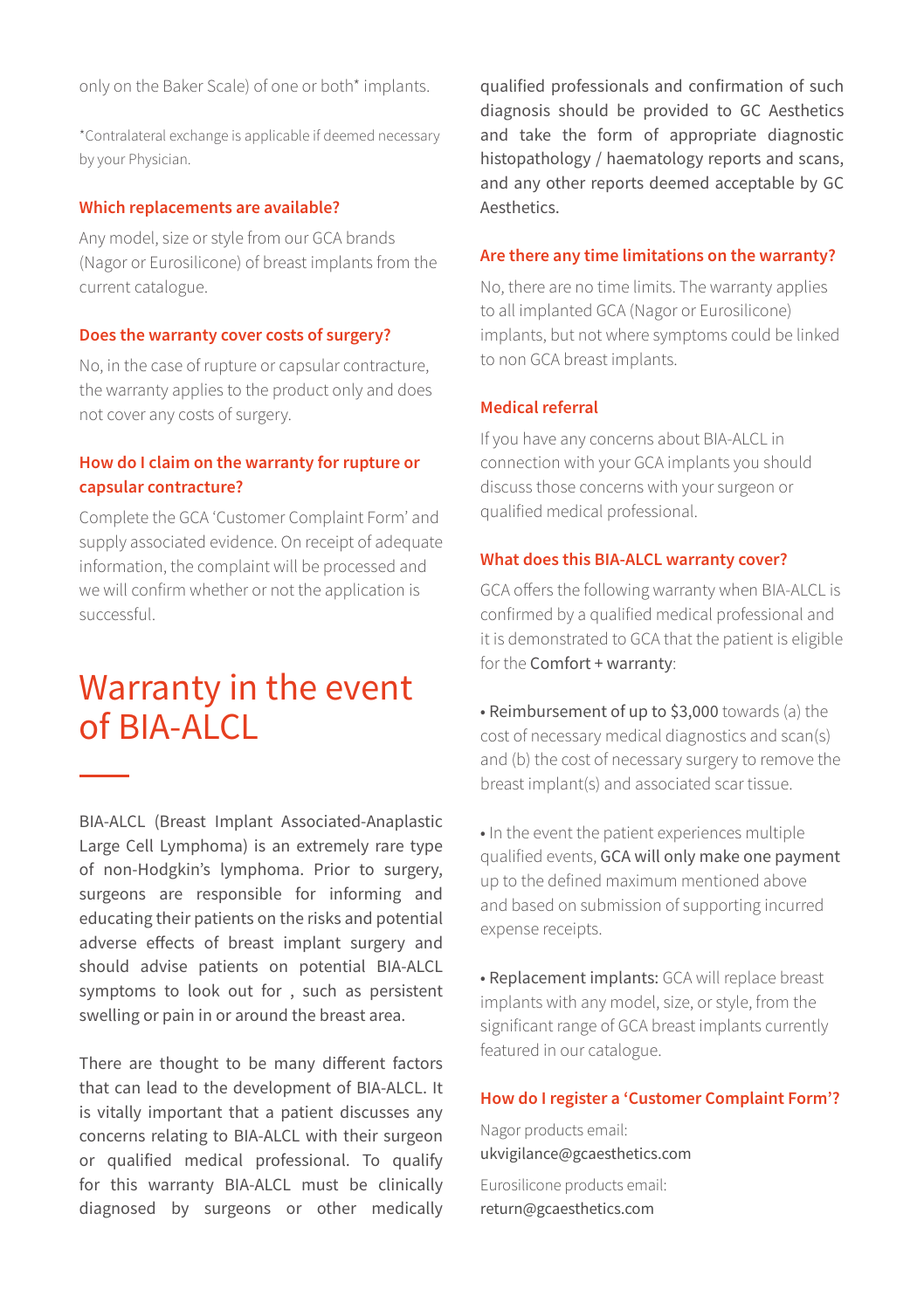only on the Baker Scale) of one or both* implants.

*Contralateral exchange is applicable if deemed necessary by your Physician.

### Which replacements are available?

Any model, size or style from our GCA brands (Nagor or Eurosilicone) of breast implants from the current catalogue.

### Does the warranty cover costs of surgery?

No, in the case of rupture or capsular contracture, the warranty applies to the product only and does not cover any costs of surgery.

### How do I claim on the warranty for rupture or capsular contracture?

Complete the GCA 'Customer Complaint Form' and supply associated evidence. On receipt of adequate information, the complaint will be processed and we will confirm whether or not the application is successful.

# Warranty in the event of BIA-ALCL

BIA-ALCL (Breast Implant Associated-Anaplastic Large Cell Lymphoma) is an extremely rare type of non-Hodgkin's lymphoma. Prior to surgery, surgeons are responsible for informing and educating their patients on the risks and potential adverse effects of breast implant surgery and should advise patients on potential BIA-ALCL symptoms to look out for , such as persistent swelling or pain in or around the breast area.

There are thought to be many different factors that can lead to the development of BIA-ALCL. It is vitally important that a patient discusses any concerns relating to BIA-ALCL with their surgeon or qualified medical professional. To qualify for this warranty BIA-ALCL must be clinically diagnosed by surgeons or other medically qualified professionals and confirmation of such diagnosis should be provided to GC Aesthetics and take the form of appropriate diagnostic histopathology / haematology reports and scans, and any other reports deemed acceptable by GC Aesthetics.

### Are there any time limitations on the warranty?

No, there are no time limits. The warranty applies to all implanted GCA (Nagor or Eurosilicone) implants, but not where symptoms could be linked to non GCA breast implants.

### Medical referral

If you have any concerns about BIA-ALCL in connection with your GCA implants you should discuss those concerns with your surgeon or qualified medical professional.

### What does this BIA-ALCL warranty cover?

GCA offers the following warranty when BIA-ALCL is confirmed by a qualified medical professional and it is demonstrated to GCA that the patient is eligible for the **Comfort + warranty**:

- **Reimbursement of up to $3,000** towards (a) the cost of necessary medical diagnostics and scan(s) and (b) the cost of necessary surgery to remove the breast implant(s) and associated scar tissue.

- In the event the patient experiences multiple qualified events, **GCA will only make one payment** up to the defined maximum mentioned above and based on submission of supporting incurred expense receipts.

- **Replacement implants:** GCA will replace breast implants with any model, size, or style, from the significant range of GCA breast implants currently featured in our catalogue.

### How do I register a 'Customer Complaint Form'?

Nagor products email:
ukvigilance@gcaesthetics.com

Eurosilicone products email:
return@gcaesthetics.com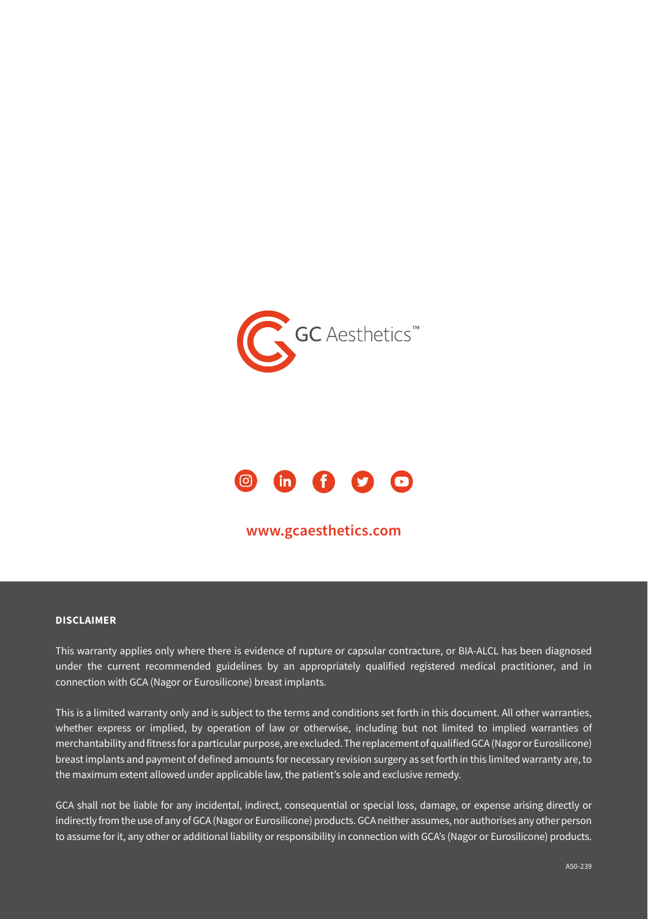GC Aesthetics™

www.gcaesthetics.com

**DISCLAIMER**

This warranty applies only where there is evidence of rupture or capsular contracture, or BIA-ALCL has been diagnosed under the current recommended guidelines by an appropriately qualified registered medical practitioner, and in connection with GCA (Nagor or Eurosilicone) breast implants.

This is a limited warranty only and is subject to the terms and conditions set forth in this document. All other warranties, whether express or implied, by operation of law or otherwise, including but not limited to implied warranties of merchantability and fitness for a particular purpose, are excluded. The replacement of qualified GCA (Nagor or Eurosilicone) breast implants and payment of defined amounts for necessary revision surgery as set forth in this limited warranty are, to the maximum extent allowed under applicable law, the patient's sole and exclusive remedy.

GCA shall not be liable for any incidental, indirect, consequential or special loss, damage, or expense arising directly or indirectly from the use of any of GCA (Nagor or Eurosilicone) products. GCA neither assumes, nor authorises any other person to assume for it, any other or additional liability or responsibility in connection with GCA's (Nagor or Eurosilicone) products.

A50-239